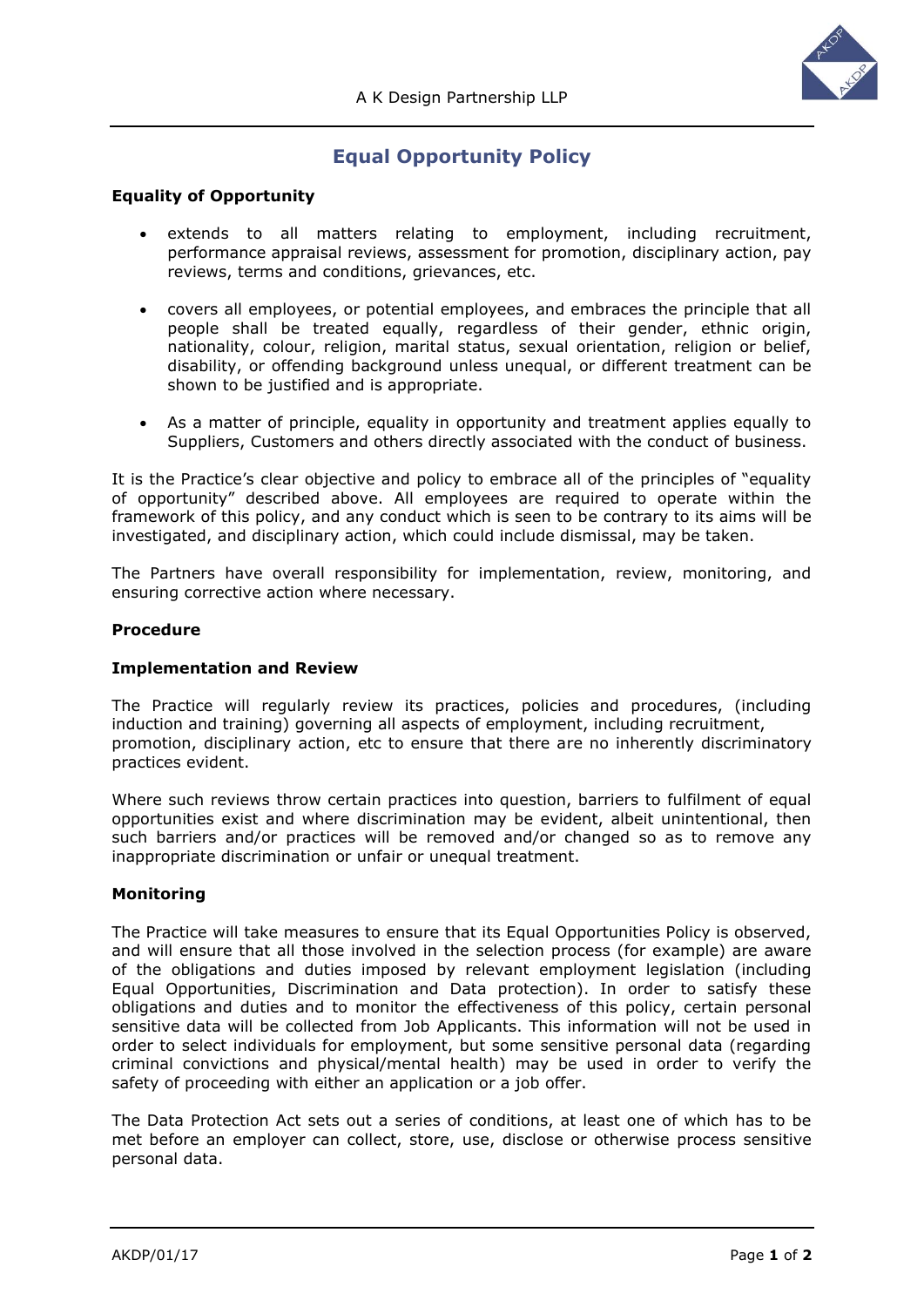# Equal Opportunity Policy

## Equality of Opportunity

- extends to all matters relating to employment, including recruitment, performance appraisal reviews, assessment for promotion, disciplinary action, pay reviews, terms and conditions, grievances, etc.

- covers all employees, or potential employees, and embraces the principle that all people shall be treated equally, regardless of their gender, ethnic origin, nationality, colour, religion, marital status, sexual orientation, religion or belief, disability, or offending background unless unequal, or different treatment can be shown to be justified and is appropriate.

- As a matter of principle, equality in opportunity and treatment applies equally to Suppliers, Customers and others directly associated with the conduct of business.

It is the Practice's clear objective and policy to embrace all of the principles of "equality of opportunity" described above. All employees are required to operate within the framework of this policy, and any conduct which is seen to be contrary to its aims will be investigated, and disciplinary action, which could include dismissal, may be taken.

The Partners have overall responsibility for implementation, review, monitoring, and ensuring corrective action where necessary.

## Procedure

### Implementation and Review

The Practice will regularly review its practices, policies and procedures, (including induction and training) governing all aspects of employment, including recruitment, promotion, disciplinary action, etc to ensure that there are no inherently discriminatory practices evident.

Where such reviews throw certain practices into question, barriers to fulfilment of equal opportunities exist and where discrimination may be evident, albeit unintentional, then such barriers and/or practices will be removed and/or changed so as to remove any inappropriate discrimination or unfair or unequal treatment.

### Monitoring

The Practice will take measures to ensure that its Equal Opportunities Policy is observed, and will ensure that all those involved in the selection process (for example) are aware of the obligations and duties imposed by relevant employment legislation (including Equal Opportunities, Discrimination and Data protection). In order to satisfy these obligations and duties and to monitor the effectiveness of this policy, certain personal sensitive data will be collected from Job Applicants. This information will not be used in order to select individuals for employment, but some sensitive personal data (regarding criminal convictions and physical/mental health) may be used in order to verify the safety of proceeding with either an application or a job offer.

The Data Protection Act sets out a series of conditions, at least one of which has to be met before an employer can collect, store, use, disclose or otherwise process sensitive personal data.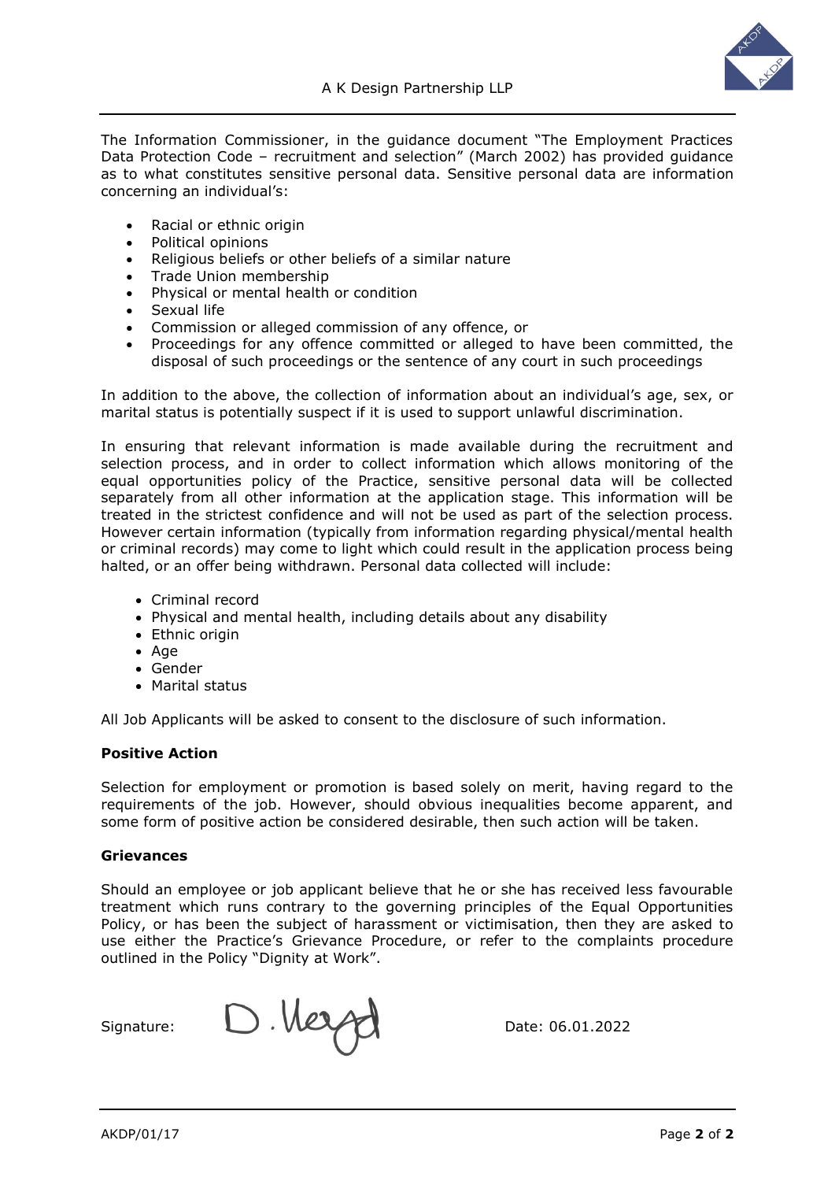The Information Commissioner, in the guidance document "The Employment Practices Data Protection Code – recruitment and selection" (March 2002) has provided guidance as to what constitutes sensitive personal data. Sensitive personal data are information concerning an individual's:

- Racial or ethnic origin
- Political opinions
- Religious beliefs or other beliefs of a similar nature
- Trade Union membership
- Physical or mental health or condition
- Sexual life
- Commission or alleged commission of any offence, or
- Proceedings for any offence committed or alleged to have been committed, the disposal of such proceedings or the sentence of any court in such proceedings

In addition to the above, the collection of information about an individual's age, sex, or marital status is potentially suspect if it is used to support unlawful discrimination.

In ensuring that relevant information is made available during the recruitment and selection process, and in order to collect information which allows monitoring of the equal opportunities policy of the Practice, sensitive personal data will be collected separately from all other information at the application stage. This information will be treated in the strictest confidence and will not be used as part of the selection process. However certain information (typically from information regarding physical/mental health or criminal records) may come to light which could result in the application process being halted, or an offer being withdrawn. Personal data collected will include:

- Criminal record
- Physical and mental health, including details about any disability
- Ethnic origin
- Age
- Gender
- Marital status

All Job Applicants will be asked to consent to the disclosure of such information.

**Positive Action**

Selection for employment or promotion is based solely on merit, having regard to the requirements of the job. However, should obvious inequalities become apparent, and some form of positive action be considered desirable, then such action will be taken.

**Grievances**

Should an employee or job applicant believe that he or she has received less favourable treatment which runs contrary to the governing principles of the Equal Opportunities Policy, or has been the subject of harassment or victimisation, then they are asked to use either the Practice's Grievance Procedure, or refer to the complaints procedure outlined in the Policy "Dignity at Work".

Signature: D. Lloyd Date: 06.01.2022

AKDP/01/17